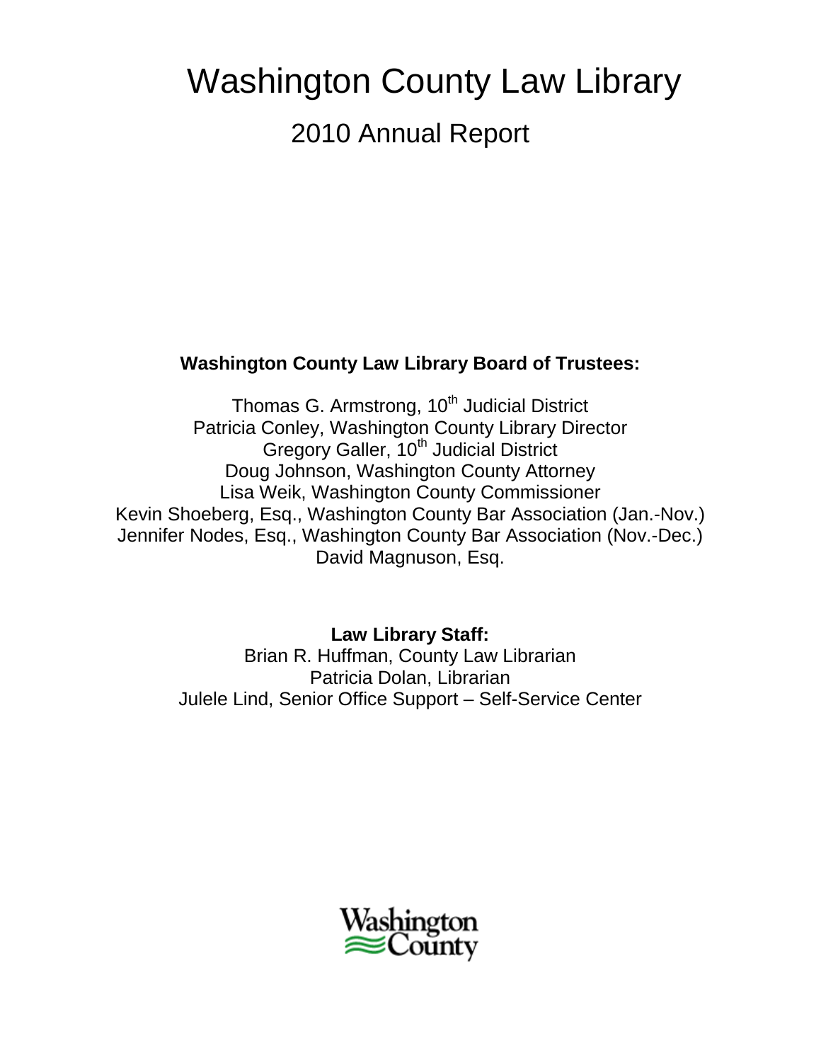# Washington County Law Library

## 2010 Annual Report

**Washington County Law Library Board of Trustees:**

Thomas G. Armstrong, 10th Judicial District
Patricia Conley, Washington County Library Director
Gregory Galler, 10th Judicial District
Doug Johnson, Washington County Attorney
Lisa Weik, Washington County Commissioner
Kevin Shoeberg, Esq., Washington County Bar Association (Jan.-Nov.)
Jennifer Nodes, Esq., Washington County Bar Association (Nov.-Dec.)
David Magnuson, Esq.

**Law Library Staff:**
Brian R. Huffman, County Law Librarian
Patricia Dolan, Librarian
Julele Lind, Senior Office Support – Self-Service Center

Washington County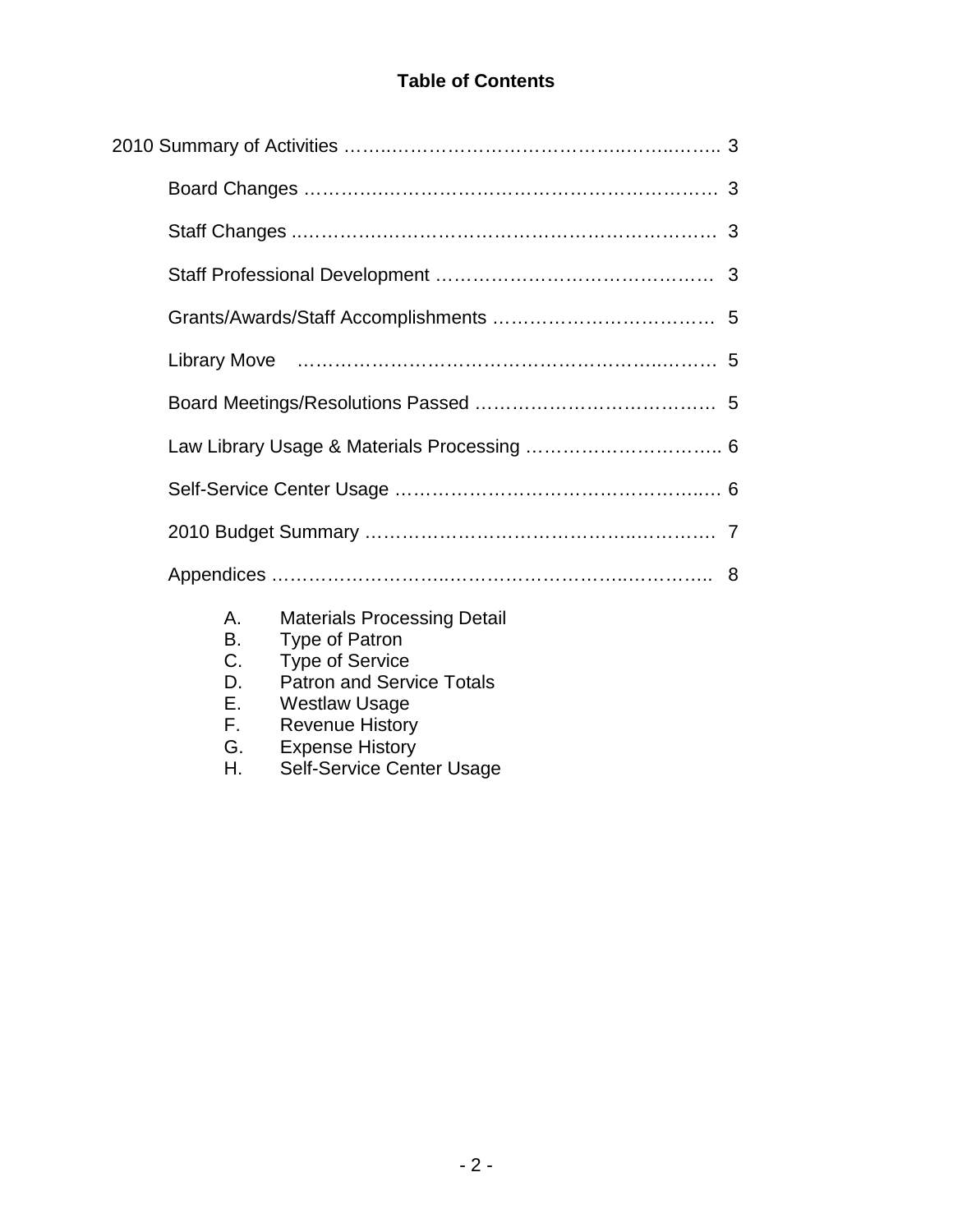# Table of Contents

2010 Summary of Activities …………………………………………………………… 3

- Board Changes …………………………………………………………… 3
- Staff Changes …………………………………………………………… 3
- Staff Professional Development ………………………………………… 3
- Grants/Awards/Staff Accomplishments ……………………………… 5
- Library Move …………………………………………………………… 5
- Board Meetings/Resolutions Passed ………………………………… 5
- Law Library Usage & Materials Processing ………………………… 6
- Self-Service Center Usage …………………………………………… 6
- 2010 Budget Summary ……………………………………………… 7
- Appendices …………………………………………………………… 8

  - A. Materials Processing Detail
  - B. Type of Patron
  - C. Type of Service
  - D. Patron and Service Totals
  - E. Westlaw Usage
  - F. Revenue History
  - G. Expense History
  - H. Self-Service Center Usage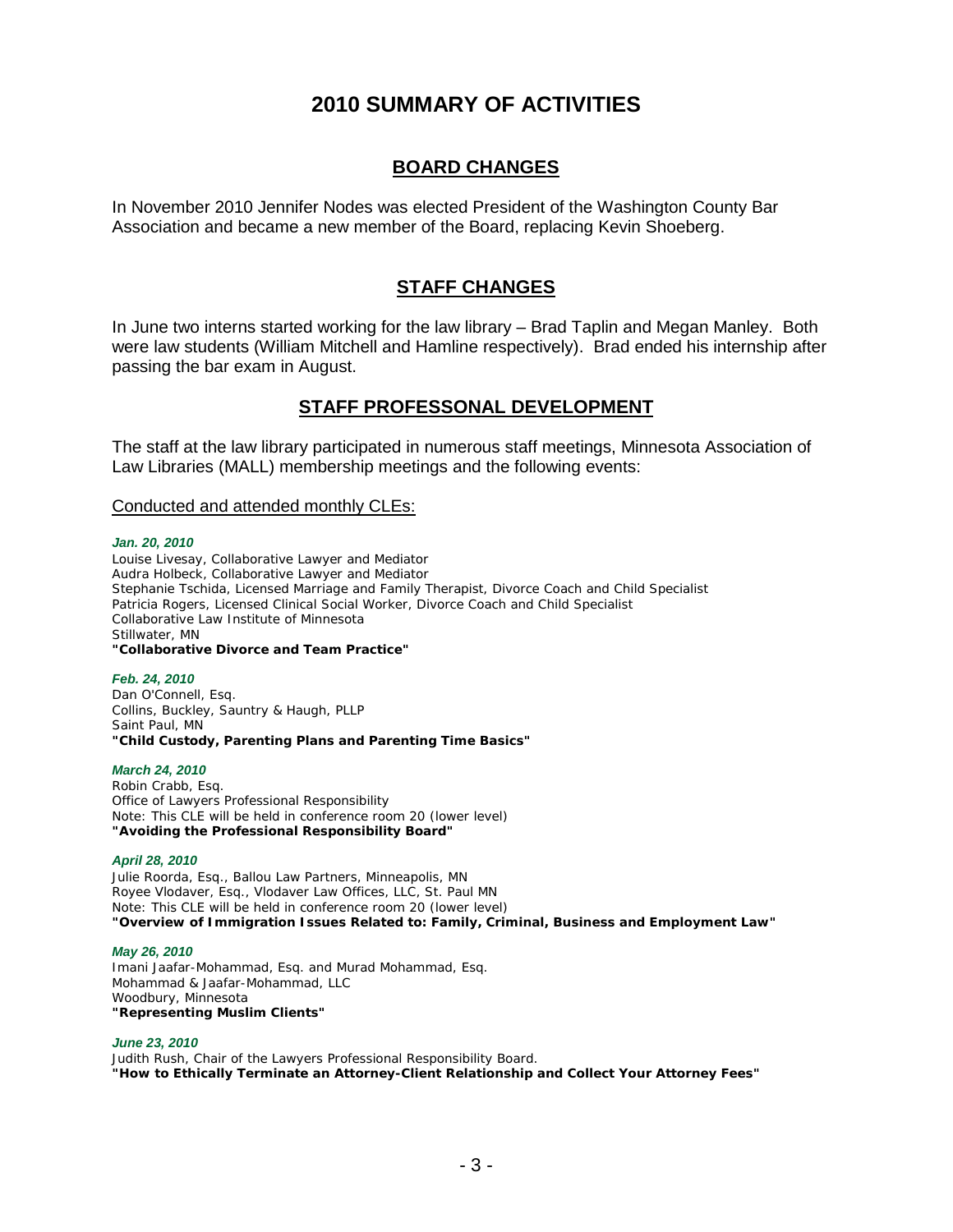# 2010 SUMMARY OF ACTIVITIES

## BOARD CHANGES

In November 2010 Jennifer Nodes was elected President of the Washington County Bar Association and became a new member of the Board, replacing Kevin Shoeberg.

## STAFF CHANGES

In June two interns started working for the law library – Brad Taplin and Megan Manley. Both were law students (William Mitchell and Hamline respectively). Brad ended his internship after passing the bar exam in August.

## STAFF PROFESSONAL DEVELOPMENT

The staff at the law library participated in numerous staff meetings, Minnesota Association of Law Libraries (MALL) membership meetings and the following events:

Conducted and attended monthly CLEs:

***Jan. 20, 2010***
Louise Livesay, Collaborative Lawyer and Mediator
Audra Holbeck, Collaborative Lawyer and Mediator
Stephanie Tschida, Licensed Marriage and Family Therapist, Divorce Coach and Child Specialist
Patricia Rogers, Licensed Clinical Social Worker, Divorce Coach and Child Specialist
Collaborative Law Institute of Minnesota
Stillwater, MN
**"Collaborative Divorce and Team Practice"**

***Feb. 24, 2010***
Dan O'Connell, Esq.
Collins, Buckley, Sauntry & Haugh, PLLP
Saint Paul, MN
**"Child Custody, Parenting Plans and Parenting Time Basics"**

***March 24, 2010***
Robin Crabb, Esq.
Office of Lawyers Professional Responsibility
Note: This CLE will be held in conference room 20 (lower level)
**"Avoiding the Professional Responsibility Board"**

***April 28, 2010***
Julie Roorda, Esq., Ballou Law Partners, Minneapolis, MN
Royee Vlodaver, Esq., Vlodaver Law Offices, LLC, St. Paul MN
Note: This CLE will be held in conference room 20 (lower level)
**"Overview of Immigration Issues Related to: Family, Criminal, Business and Employment Law"**

***May 26, 2010***
Imani Jaafar-Mohammad, Esq. and Murad Mohammad, Esq.
Mohammad & Jaafar-Mohammad, LLC
Woodbury, Minnesota
**"Representing Muslim Clients"**

***June 23, 2010***
Judith Rush, Chair of the Lawyers Professional Responsibility Board.
**"How to Ethically Terminate an Attorney-Client Relationship and Collect Your Attorney Fees"**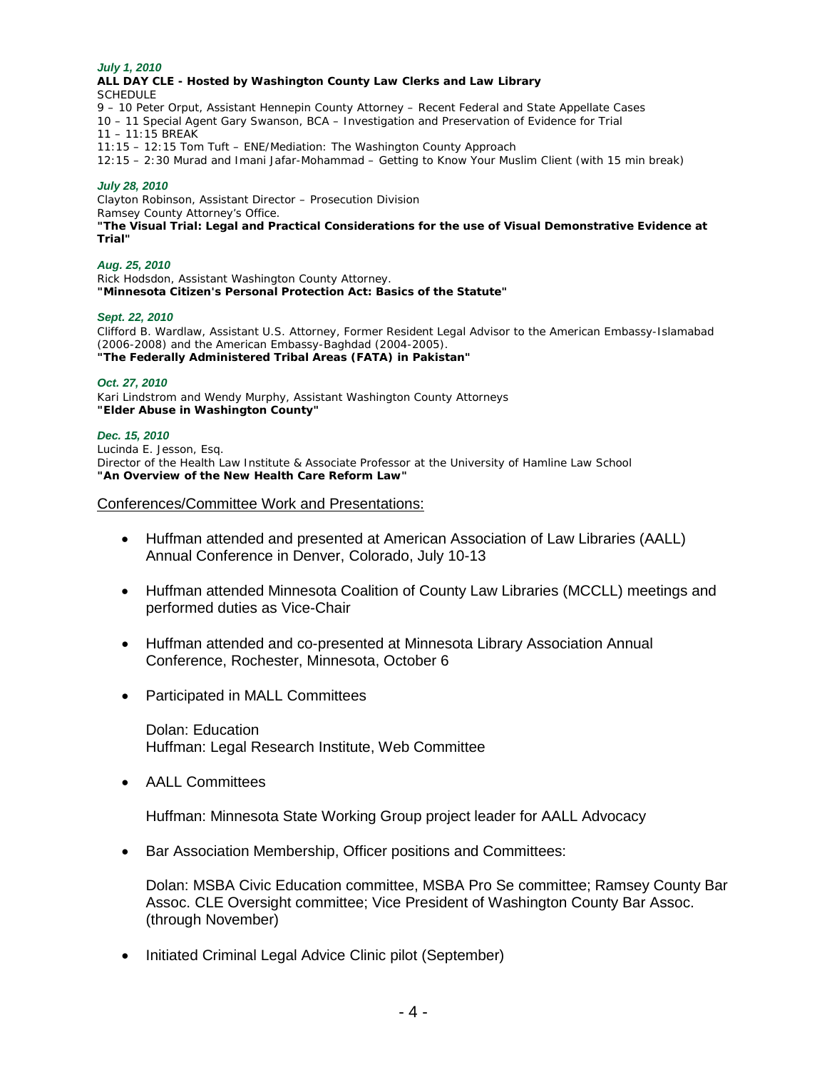*July 1, 2010*

**ALL DAY CLE - Hosted by Washington County Law Clerks and Law Library**

SCHEDULE

9 – 10 Peter Orput, Assistant Hennepin County Attorney – Recent Federal and State Appellate Cases

10 – 11 Special Agent Gary Swanson, BCA – Investigation and Preservation of Evidence for Trial

11 – 11:15 BREAK

11:15 – 12:15 Tom Tuft – ENE/Mediation: The Washington County Approach

12:15 – 2:30 Murad and Imani Jafar-Mohammad – Getting to Know Your Muslim Client (with 15 min break)

*July 28, 2010*

Clayton Robinson, Assistant Director – Prosecution Division

Ramsey County Attorney's Office.

**"The Visual Trial: Legal and Practical Considerations for the use of Visual Demonstrative Evidence at Trial"**

*Aug. 25, 2010*

Rick Hodsdon, Assistant Washington County Attorney.

**"Minnesota Citizen's Personal Protection Act: Basics of the Statute"**

*Sept. 22, 2010*

Clifford B. Wardlaw, Assistant U.S. Attorney, Former Resident Legal Advisor to the American Embassy-Islamabad (2006-2008) and the American Embassy-Baghdad (2004-2005).

**"The Federally Administered Tribal Areas (FATA) in Pakistan"**

*Oct. 27, 2010*

Kari Lindstrom and Wendy Murphy, Assistant Washington County Attorneys

**"Elder Abuse in Washington County"**

*Dec. 15, 2010*

Lucinda E. Jesson, Esq.

Director of the Health Law Institute & Associate Professor at the University of Hamline Law School

**"An Overview of the New Health Care Reform Law"**

Conferences/Committee Work and Presentations:

- Huffman attended and presented at American Association of Law Libraries (AALL) Annual Conference in Denver, Colorado, July 10-13

- Huffman attended Minnesota Coalition of County Law Libraries (MCCLL) meetings and performed duties as Vice-Chair

- Huffman attended and co-presented at Minnesota Library Association Annual Conference, Rochester, Minnesota, October 6

- Participated in MALL Committees

  Dolan: Education
  Huffman: Legal Research Institute, Web Committee

- AALL Committees

  Huffman: Minnesota State Working Group project leader for AALL Advocacy

- Bar Association Membership, Officer positions and Committees:

  Dolan: MSBA Civic Education committee, MSBA Pro Se committee; Ramsey County Bar Assoc. CLE Oversight committee; Vice President of Washington County Bar Assoc. (through November)

- Initiated Criminal Legal Advice Clinic pilot (September)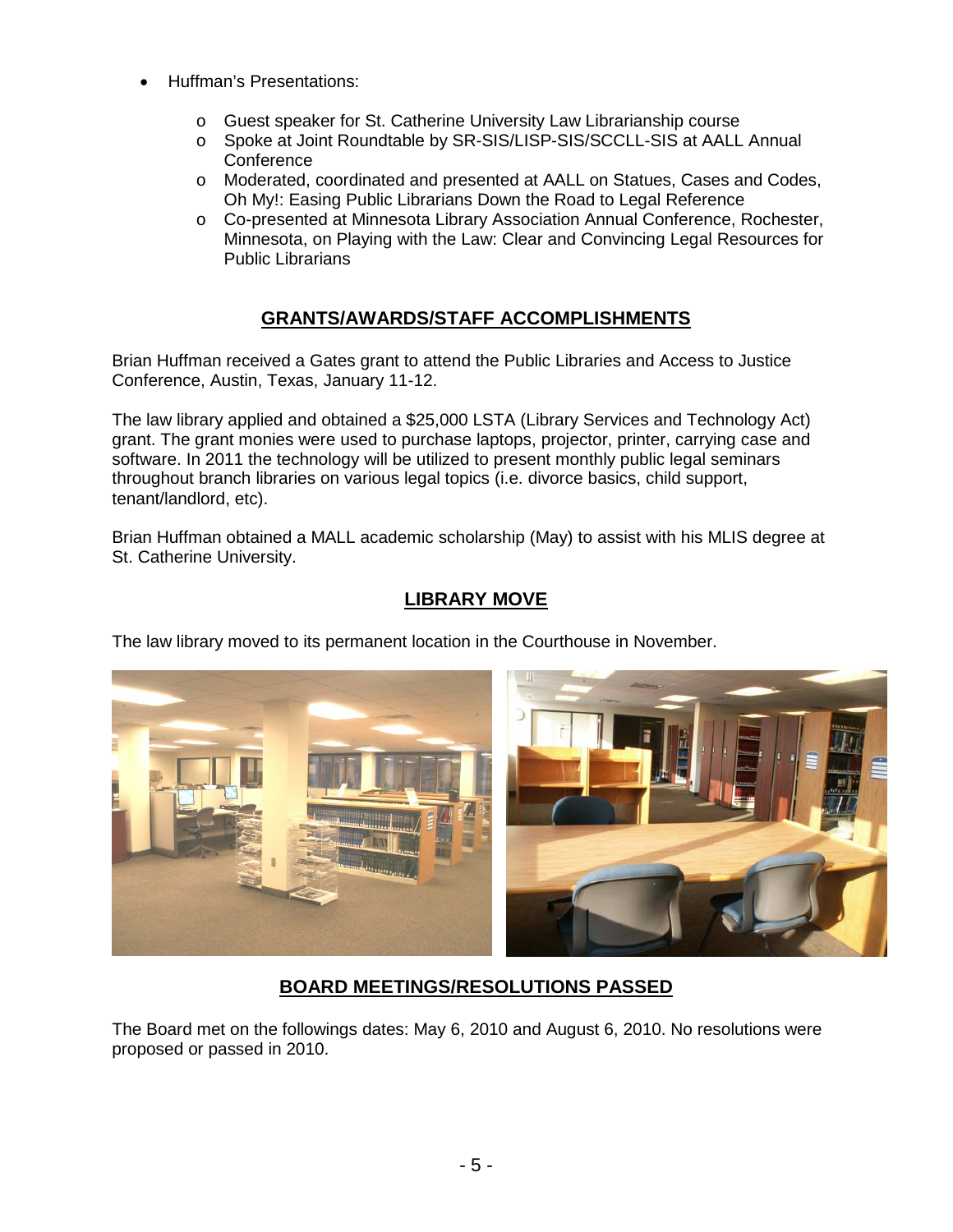- Huffman's Presentations:
  - Guest speaker for St. Catherine University Law Librarianship course
  - Spoke at Joint Roundtable by SR-SIS/LISP-SIS/SCCLL-SIS at AALL Annual Conference
  - Moderated, coordinated and presented at AALL on Statues, Cases and Codes, Oh My!: Easing Public Librarians Down the Road to Legal Reference
  - Co-presented at Minnesota Library Association Annual Conference, Rochester, Minnesota, on Playing with the Law: Clear and Convincing Legal Resources for Public Librarians

## GRANTS/AWARDS/STAFF ACCOMPLISHMENTS

Brian Huffman received a Gates grant to attend the Public Libraries and Access to Justice Conference, Austin, Texas, January 11-12.

The law library applied and obtained a $25,000 LSTA (Library Services and Technology Act) grant. The grant monies were used to purchase laptops, projector, printer, carrying case and software. In 2011 the technology will be utilized to present monthly public legal seminars throughout branch libraries on various legal topics (i.e. divorce basics, child support, tenant/landlord, etc).

Brian Huffman obtained a MALL academic scholarship (May) to assist with his MLIS degree at St. Catherine University.

## LIBRARY MOVE

The law library moved to its permanent location in the Courthouse in November.

## BOARD MEETINGS/RESOLUTIONS PASSED

The Board met on the followings dates: May 6, 2010 and August 6, 2010. No resolutions were proposed or passed in 2010.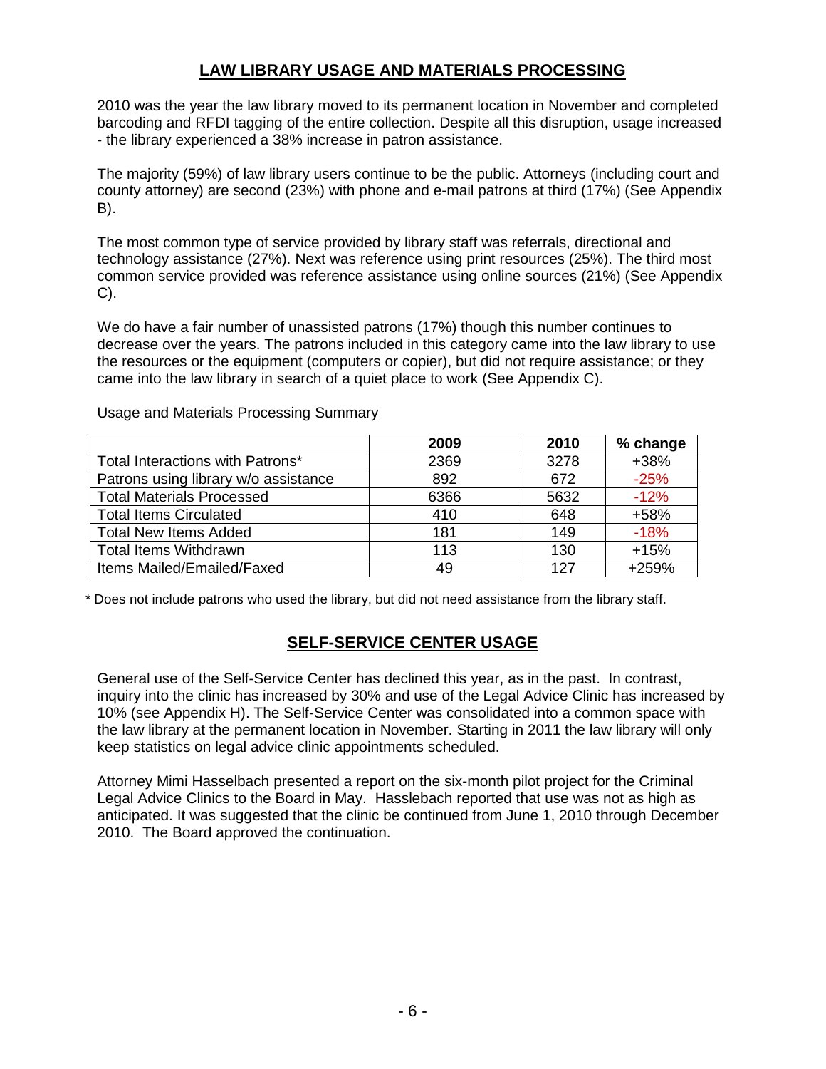## LAW LIBRARY USAGE AND MATERIALS PROCESSING

2010 was the year the law library moved to its permanent location in November and completed barcoding and RFDI tagging of the entire collection. Despite all this disruption, usage increased - the library experienced a 38% increase in patron assistance.

The majority (59%) of law library users continue to be the public. Attorneys (including court and county attorney) are second (23%) with phone and e-mail patrons at third (17%) (See Appendix B).

The most common type of service provided by library staff was referrals, directional and technology assistance (27%). Next was reference using print resources (25%). The third most common service provided was reference assistance using online sources (21%) (See Appendix C).

We do have a fair number of unassisted patrons (17%) though this number continues to decrease over the years. The patrons included in this category came into the law library to use the resources or the equipment (computers or copier), but did not require assistance; or they came into the law library in search of a quiet place to work (See Appendix C).

Usage and Materials Processing Summary

| | 2009 | 2010 | % change |
|---|---|---|---|
| Total Interactions with Patrons* | 2369 | 3278 | +38% |
| Patrons using library w/o assistance | 892 | 672 | -25% |
| Total Materials Processed | 6366 | 5632 | -12% |
| Total Items Circulated | 410 | 648 | +58% |
| Total New Items Added | 181 | 149 | -18% |
| Total Items Withdrawn | 113 | 130 | +15% |
| Items Mailed/Emailed/Faxed | 49 | 127 | +259% |

* Does not include patrons who used the library, but did not need assistance from the library staff.

## SELF-SERVICE CENTER USAGE

General use of the Self-Service Center has declined this year, as in the past. In contrast, inquiry into the clinic has increased by 30% and use of the Legal Advice Clinic has increased by 10% (see Appendix H). The Self-Service Center was consolidated into a common space with the law library at the permanent location in November. Starting in 2011 the law library will only keep statistics on legal advice clinic appointments scheduled.

Attorney Mimi Hasselbach presented a report on the six-month pilot project for the Criminal Legal Advice Clinics to the Board in May. Hasslebach reported that use was not as high as anticipated. It was suggested that the clinic be continued from June 1, 2010 through December 2010. The Board approved the continuation.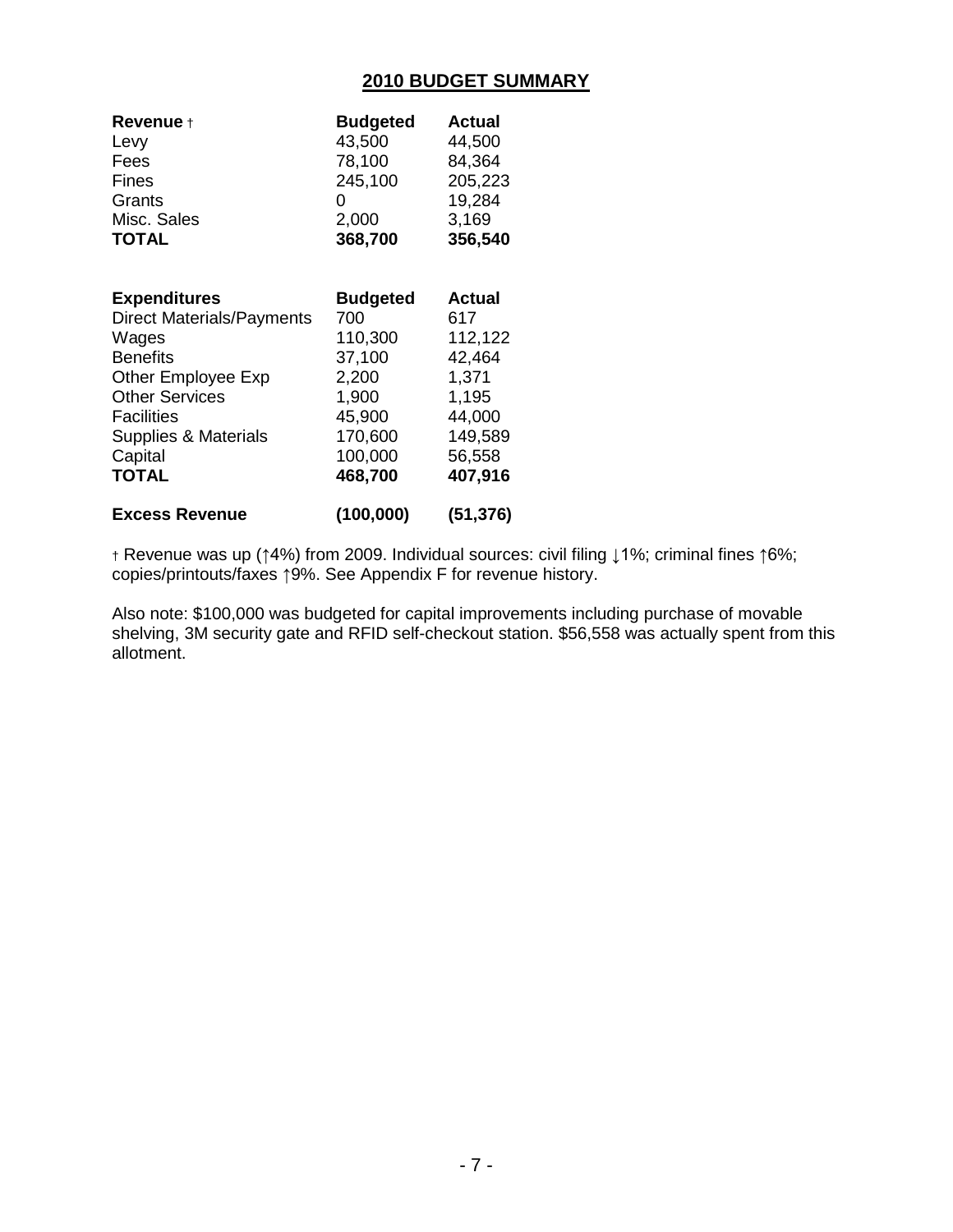## 2010 BUDGET SUMMARY

| **Revenue** † | **Budgeted** | **Actual** |
|---|---|---|
| Levy | 43,500 | 44,500 |
| Fees | 78,100 | 84,364 |
| Fines | 245,100 | 205,223 |
| Grants | 0 | 19,284 |
| Misc. Sales | 2,000 | 3,169 |
| **TOTAL** | **368,700** | **356,540** |

| **Expenditures** | **Budgeted** | **Actual** |
|---|---|---|
| Direct Materials/Payments | 700 | 617 |
| Wages | 110,300 | 112,122 |
| Benefits | 37,100 | 42,464 |
| Other Employee Exp | 2,200 | 1,371 |
| Other Services | 1,900 | 1,195 |
| Facilities | 45,900 | 44,000 |
| Supplies & Materials | 170,600 | 149,589 |
| Capital | 100,000 | 56,558 |
| **TOTAL** | **468,700** | **407,916** |
| **Excess Revenue** | **(100,000)** | **(51,376)** |

† Revenue was up (↑4%) from 2009. Individual sources: civil filing ↓1%; criminal fines ↑6%; copies/printouts/faxes ↑9%. See Appendix F for revenue history.

Also note: $100,000 was budgeted for capital improvements including purchase of movable shelving, 3M security gate and RFID self-checkout station. $56,558 was actually spent from this allotment.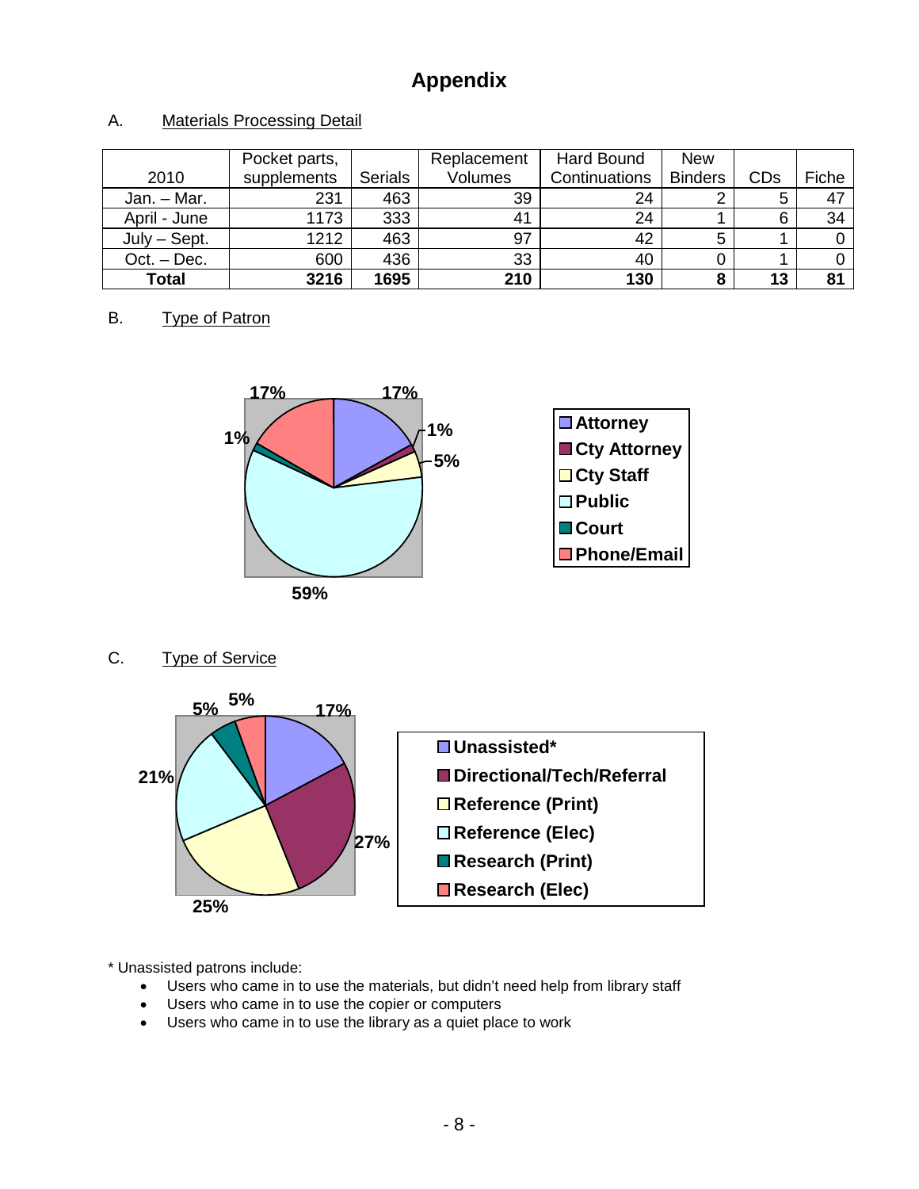# Appendix

A. Materials Processing Detail

| 2010 | Pocket parts, supplements | Serials | Replacement Volumes | Hard Bound Continuations | New Binders | CDs | Fiche |
|---|---|---|---|---|---|---|---|
| Jan. – Mar. | 231 | 463 | 39 | 24 | 2 | 5 | 47 |
| April - June | 1173 | 333 | 41 | 24 | 1 | 6 | 34 |
| July – Sept. | 1212 | 463 | 97 | 42 | 5 | 1 | 0 |
| Oct. – Dec. | 600 | 436 | 33 | 40 | 0 | 1 | 0 |
| **Total** | **3216** | **1695** | **210** | **130** | **8** | **13** | **81** |

B. Type of Patron

| Type of Patron | Percentage |
|---|---|
| Attorney | 17% |
| Cty Attorney | 1% |
| Cty Staff | 5% |
| Public | 59% |
| Court | 1% |
| Phone/Email | 17% |

C. Type of Service

| Type of Service | Percentage |
|---|---|
| Unassisted* | 17% |
| Directional/Tech/Referral | 27% |
| Reference (Print) | 25% |
| Reference (Elec) | 21% |
| Research (Print) | 5% |
| Research (Elec) | 5% |

* Unassisted patrons include:
- Users who came in to use the materials, but didn't need help from library staff
- Users who came in to use the copier or computers
- Users who came in to use the library as a quiet place to work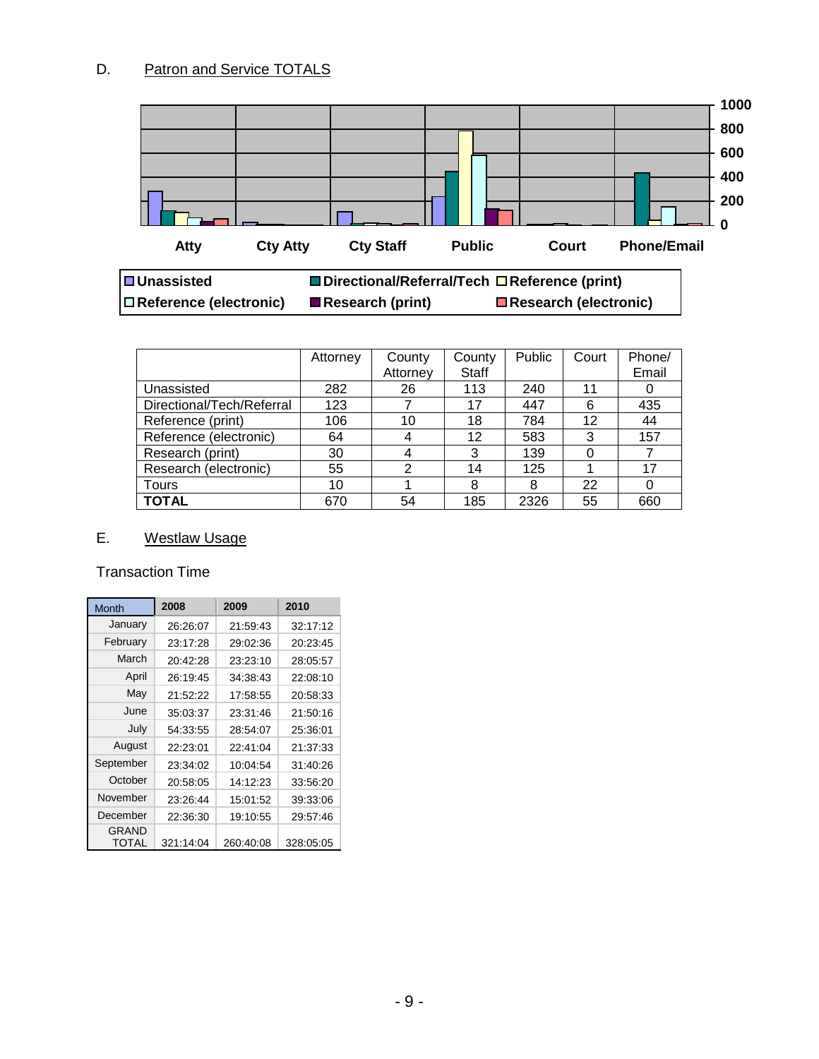D. Patron and Service TOTALS

| | Attorney | County Attorney | County Staff | Public | Court | Phone/ Email |
|---|---|---|---|---|---|---|
| Unassisted | 282 | 26 | 113 | 240 | 11 | 0 |
| Directional/Tech/Referral | 123 | 7 | 17 | 447 | 6 | 435 |
| Reference (print) | 106 | 10 | 18 | 784 | 12 | 44 |
| Reference (electronic) | 64 | 4 | 12 | 583 | 3 | 157 |
| Research (print) | 30 | 4 | 3 | 139 | 0 | 7 |
| Research (electronic) | 55 | 2 | 14 | 125 | 1 | 17 |
| Tours | 10 | 1 | 8 | 8 | 22 | 0 |
| **TOTAL** | 670 | 54 | 185 | 2326 | 55 | 660 |

E. Westlaw Usage

Transaction Time

| Month | 2008 | 2009 | 2010 |
|---|---|---|---|
| January | 26:26:07 | 21:59:43 | 32:17:12 |
| February | 23:17:28 | 29:02:36 | 20:23:45 |
| March | 20:42:28 | 23:23:10 | 28:05:57 |
| April | 26:19:45 | 34:38:43 | 22:08:10 |
| May | 21:52:22 | 17:58:55 | 20:58:33 |
| June | 35:03:37 | 23:31:46 | 21:50:16 |
| July | 54:33:55 | 28:54:07 | 25:36:01 |
| August | 22:23:01 | 22:41:04 | 21:37:33 |
| September | 23:34:02 | 10:04:54 | 31:40:26 |
| October | 20:58:05 | 14:12:23 | 33:56:20 |
| November | 23:26:44 | 15:01:52 | 39:33:06 |
| December | 22:36:30 | 19:10:55 | 29:57:46 |
| GRAND TOTAL | 321:14:04 | 260:40:08 | 328:05:05 |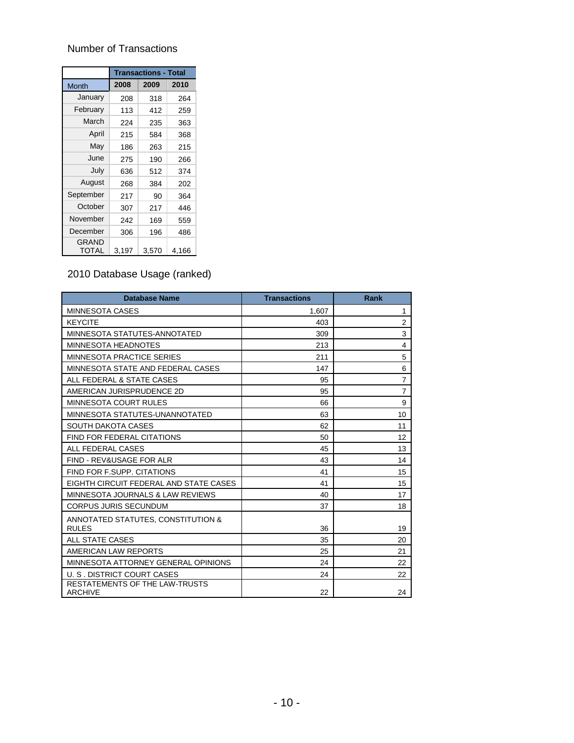## Number of Transactions

| | Transactions - Total | | |
|---|---|---|---|
| Month | 2008 | 2009 | 2010 |
| January | 208 | 318 | 264 |
| February | 113 | 412 | 259 |
| March | 224 | 235 | 363 |
| April | 215 | 584 | 368 |
| May | 186 | 263 | 215 |
| June | 275 | 190 | 266 |
| July | 636 | 512 | 374 |
| August | 268 | 384 | 202 |
| September | 217 | 90 | 364 |
| October | 307 | 217 | 446 |
| November | 242 | 169 | 559 |
| December | 306 | 196 | 486 |
| GRAND TOTAL | 3,197 | 3,570 | 4,166 |

## 2010 Database Usage (ranked)

| Database Name | Transactions | Rank |
|---|---|---|
| MINNESOTA CASES | 1,607 | 1 |
| KEYCITE | 403 | 2 |
| MINNESOTA STATUTES-ANNOTATED | 309 | 3 |
| MINNESOTA HEADNOTES | 213 | 4 |
| MINNESOTA PRACTICE SERIES | 211 | 5 |
| MINNESOTA STATE AND FEDERAL CASES | 147 | 6 |
| ALL FEDERAL & STATE CASES | 95 | 7 |
| AMERICAN JURISPRUDENCE 2D | 95 | 7 |
| MINNESOTA COURT RULES | 66 | 9 |
| MINNESOTA STATUTES-UNANNOTATED | 63 | 10 |
| SOUTH DAKOTA CASES | 62 | 11 |
| FIND FOR FEDERAL CITATIONS | 50 | 12 |
| ALL FEDERAL CASES | 45 | 13 |
| FIND - REV&USAGE FOR ALR | 43 | 14 |
| FIND FOR F.SUPP. CITATIONS | 41 | 15 |
| EIGHTH CIRCUIT FEDERAL AND STATE CASES | 41 | 15 |
| MINNESOTA JOURNALS & LAW REVIEWS | 40 | 17 |
| CORPUS JURIS SECUNDUM | 37 | 18 |
| ANNOTATED STATUTES, CONSTITUTION & RULES | 36 | 19 |
| ALL STATE CASES | 35 | 20 |
| AMERICAN LAW REPORTS | 25 | 21 |
| MINNESOTA ATTORNEY GENERAL OPINIONS | 24 | 22 |
| U. S . DISTRICT COURT CASES | 24 | 22 |
| RESTATEMENTS OF THE LAW-TRUSTS ARCHIVE | 22 | 24 |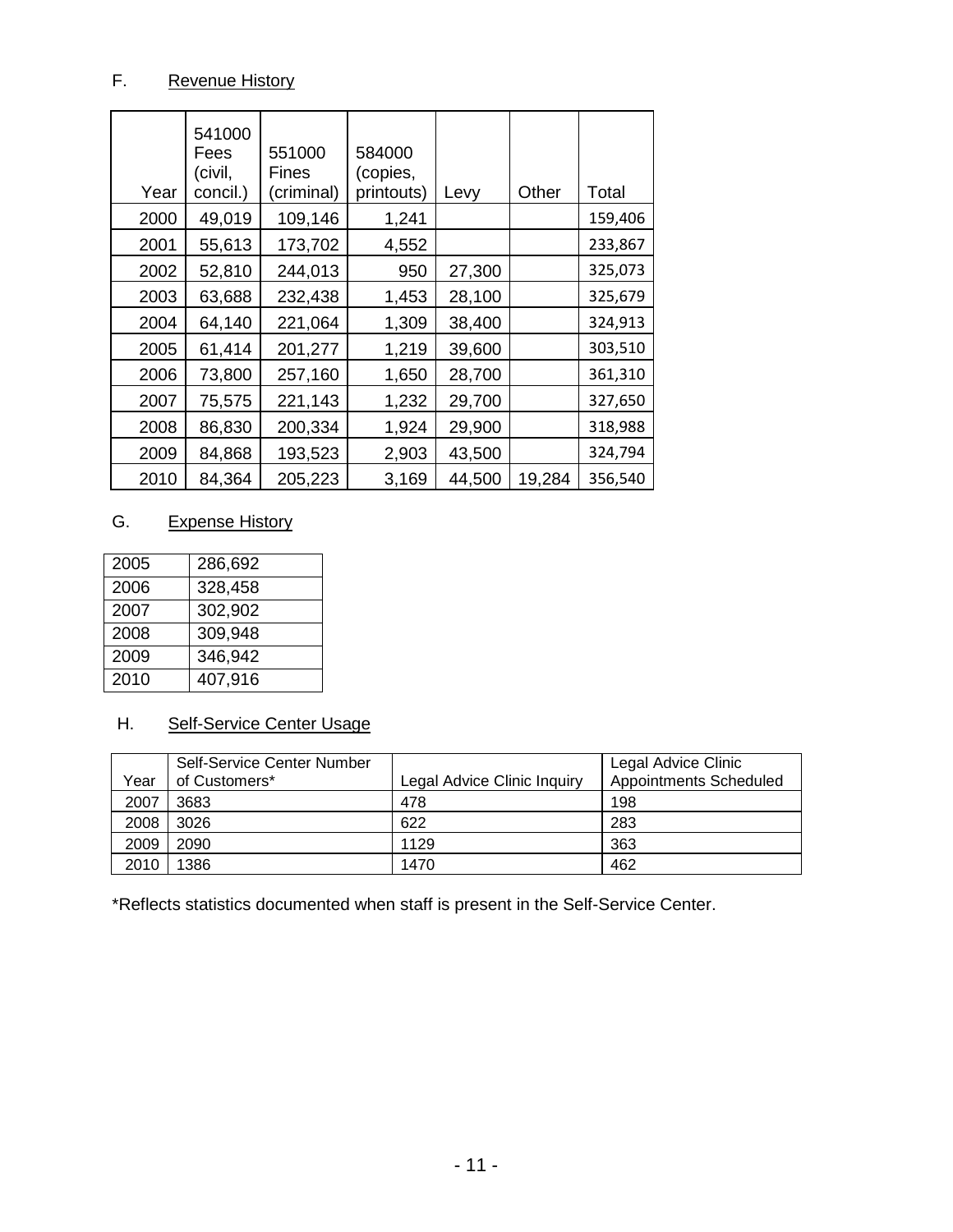F. Revenue History

| Year | 541000 Fees (civil, concil.) | 551000 Fines (criminal) | 584000 (copies, printouts) | Levy | Other | Total |
|---|---|---|---|---|---|---|
| 2000 | 49,019 | 109,146 | 1,241 | | | 159,406 |
| 2001 | 55,613 | 173,702 | 4,552 | | | 233,867 |
| 2002 | 52,810 | 244,013 | 950 | 27,300 | | 325,073 |
| 2003 | 63,688 | 232,438 | 1,453 | 28,100 | | 325,679 |
| 2004 | 64,140 | 221,064 | 1,309 | 38,400 | | 324,913 |
| 2005 | 61,414 | 201,277 | 1,219 | 39,600 | | 303,510 |
| 2006 | 73,800 | 257,160 | 1,650 | 28,700 | | 361,310 |
| 2007 | 75,575 | 221,143 | 1,232 | 29,700 | | 327,650 |
| 2008 | 86,830 | 200,334 | 1,924 | 29,900 | | 318,988 |
| 2009 | 84,868 | 193,523 | 2,903 | 43,500 | | 324,794 |
| 2010 | 84,364 | 205,223 | 3,169 | 44,500 | 19,284 | 356,540 |

G. Expense History

| | |
|---|---|
| 2005 | 286,692 |
| 2006 | 328,458 |
| 2007 | 302,902 |
| 2008 | 309,948 |
| 2009 | 346,942 |
| 2010 | 407,916 |

H. Self-Service Center Usage

| Year | Self-Service Center Number of Customers* | Legal Advice Clinic Inquiry | Legal Advice Clinic Appointments Scheduled |
|---|---|---|---|
| 2007 | 3683 | 478 | 198 |
| 2008 | 3026 | 622 | 283 |
| 2009 | 2090 | 1129 | 363 |
| 2010 | 1386 | 1470 | 462 |

*Reflects statistics documented when staff is present in the Self-Service Center.